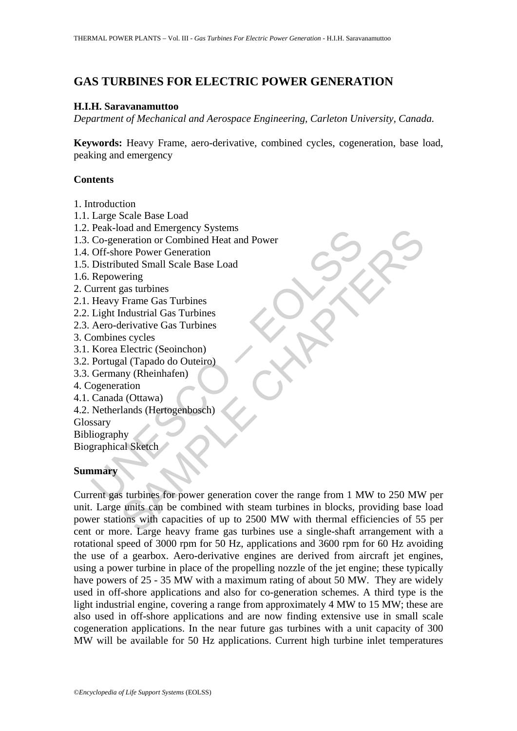# GAS TURBINES FOR ELECTRIC POWER GENERATION

**H.I.H. Saravanamuttoo**

*Department of Mechanical and Aerospace Engineering, Carleton University, Canada.*

**Keywords:** Heavy Frame, aero-derivative, combined cycles, cogeneration, base load, peaking and emergency

## Contents

1. Introduction
1.1. Large Scale Base Load
1.2. Peak-load and Emergency Systems
1.3. Co-generation or Combined Heat and Power
1.4. Off-shore Power Generation
1.5. Distributed Small Scale Base Load
1.6. Repowering
2. Current gas turbines
2.1. Heavy Frame Gas Turbines
2.2. Light Industrial Gas Turbines
2.3. Aero-derivative Gas Turbines
3. Combines cycles
3.1. Korea Electric (Seoinchon)
3.2. Portugal (Tapado do Outeiro)
3.3. Germany (Rheinhafen)
4. Cogeneration
4.1. Canada (Ottawa)
4.2. Netherlands (Hertogenbosch)
Glossary
Bibliography
Biographical Sketch

## Summary

Current gas turbines for power generation cover the range from 1 MW to 250 MW per unit. Large units can be combined with steam turbines in blocks, providing base load power stations with capacities of up to 2500 MW with thermal efficiencies of 55 per cent or more. Large heavy frame gas turbines use a single-shaft arrangement with a rotational speed of 3000 rpm for 50 Hz, applications and 3600 rpm for 60 Hz avoiding the use of a gearbox. Aero-derivative engines are derived from aircraft jet engines, using a power turbine in place of the propelling nozzle of the jet engine; these typically have powers of 25 - 35 MW with a maximum rating of about 50 MW. They are widely used in off-shore applications and also for co-generation schemes. A third type is the light industrial engine, covering a range from approximately 4 MW to 15 MW; these are also used in off-shore applications and are now finding extensive use in small scale cogeneration applications. In the near future gas turbines with a unit capacity of 300 MW will be available for 50 Hz applications. Current high turbine inlet temperatures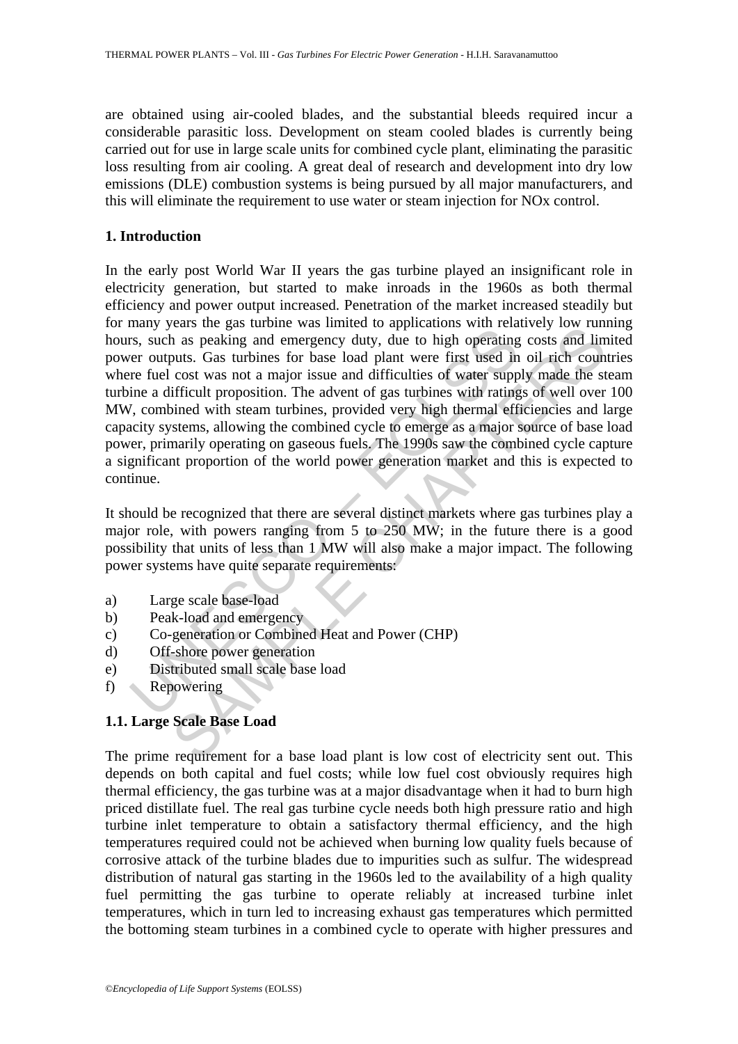are obtained using air-cooled blades, and the substantial bleeds required incur a considerable parasitic loss. Development on steam cooled blades is currently being carried out for use in large scale units for combined cycle plant, eliminating the parasitic loss resulting from air cooling. A great deal of research and development into dry low emissions (DLE) combustion systems is being pursued by all major manufacturers, and this will eliminate the requirement to use water or steam injection for NOx control.

## 1. Introduction

In the early post World War II years the gas turbine played an insignificant role in electricity generation, but started to make inroads in the 1960s as both thermal efficiency and power output increased. Penetration of the market increased steadily but for many years the gas turbine was limited to applications with relatively low running hours, such as peaking and emergency duty, due to high operating costs and limited power outputs. Gas turbines for base load plant were first used in oil rich countries where fuel cost was not a major issue and difficulties of water supply made the steam turbine a difficult proposition. The advent of gas turbines with ratings of well over 100 MW, combined with steam turbines, provided very high thermal efficiencies and large capacity systems, allowing the combined cycle to emerge as a major source of base load power, primarily operating on gaseous fuels. The 1990s saw the combined cycle capture a significant proportion of the world power generation market and this is expected to continue.

It should be recognized that there are several distinct markets where gas turbines play a major role, with powers ranging from 5 to 250 MW; in the future there is a good possibility that units of less than 1 MW will also make a major impact. The following power systems have quite separate requirements:

a) Large scale base-load
b) Peak-load and emergency
c) Co-generation or Combined Heat and Power (CHP)
d) Off-shore power generation
e) Distributed small scale base load
f) Repowering

### 1.1. Large Scale Base Load

The prime requirement for a base load plant is low cost of electricity sent out. This depends on both capital and fuel costs; while low fuel cost obviously requires high thermal efficiency, the gas turbine was at a major disadvantage when it had to burn high priced distillate fuel. The real gas turbine cycle needs both high pressure ratio and high turbine inlet temperature to obtain a satisfactory thermal efficiency, and the high temperatures required could not be achieved when burning low quality fuels because of corrosive attack of the turbine blades due to impurities such as sulfur. The widespread distribution of natural gas starting in the 1960s led to the availability of a high quality fuel permitting the gas turbine to operate reliably at increased turbine inlet temperatures, which in turn led to increasing exhaust gas temperatures which permitted the bottoming steam turbines in a combined cycle to operate with higher pressures and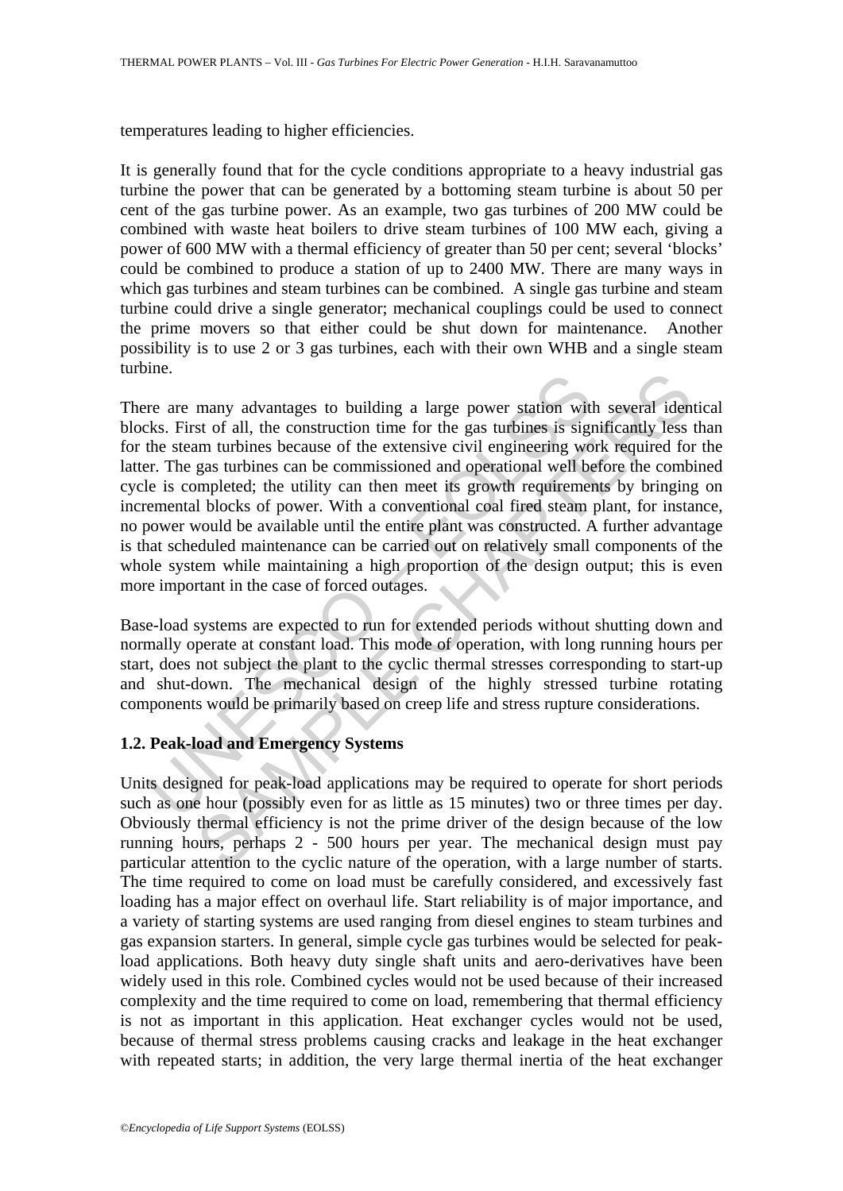temperatures leading to higher efficiencies.

It is generally found that for the cycle conditions appropriate to a heavy industrial gas turbine the power that can be generated by a bottoming steam turbine is about 50 per cent of the gas turbine power. As an example, two gas turbines of 200 MW could be combined with waste heat boilers to drive steam turbines of 100 MW each, giving a power of 600 MW with a thermal efficiency of greater than 50 per cent; several 'blocks' could be combined to produce a station of up to 2400 MW. There are many ways in which gas turbines and steam turbines can be combined. A single gas turbine and steam turbine could drive a single generator; mechanical couplings could be used to connect the prime movers so that either could be shut down for maintenance. Another possibility is to use 2 or 3 gas turbines, each with their own WHB and a single steam turbine.

There are many advantages to building a large power station with several identical blocks. First of all, the construction time for the gas turbines is significantly less than for the steam turbines because of the extensive civil engineering work required for the latter. The gas turbines can be commissioned and operational well before the combined cycle is completed; the utility can then meet its growth requirements by bringing on incremental blocks of power. With a conventional coal fired steam plant, for instance, no power would be available until the entire plant was constructed. A further advantage is that scheduled maintenance can be carried out on relatively small components of the whole system while maintaining a high proportion of the design output; this is even more important in the case of forced outages.

Base-load systems are expected to run for extended periods without shutting down and normally operate at constant load. This mode of operation, with long running hours per start, does not subject the plant to the cyclic thermal stresses corresponding to start-up and shut-down. The mechanical design of the highly stressed turbine rotating components would be primarily based on creep life and stress rupture considerations.

### 1.2. Peak-load and Emergency Systems

Units designed for peak-load applications may be required to operate for short periods such as one hour (possibly even for as little as 15 minutes) two or three times per day. Obviously thermal efficiency is not the prime driver of the design because of the low running hours, perhaps 2 - 500 hours per year. The mechanical design must pay particular attention to the cyclic nature of the operation, with a large number of starts. The time required to come on load must be carefully considered, and excessively fast loading has a major effect on overhaul life. Start reliability is of major importance, and a variety of starting systems are used ranging from diesel engines to steam turbines and gas expansion starters. In general, simple cycle gas turbines would be selected for peak-load applications. Both heavy duty single shaft units and aero-derivatives have been widely used in this role. Combined cycles would not be used because of their increased complexity and the time required to come on load, remembering that thermal efficiency is not as important in this application. Heat exchanger cycles would not be used, because of thermal stress problems causing cracks and leakage in the heat exchanger with repeated starts; in addition, the very large thermal inertia of the heat exchanger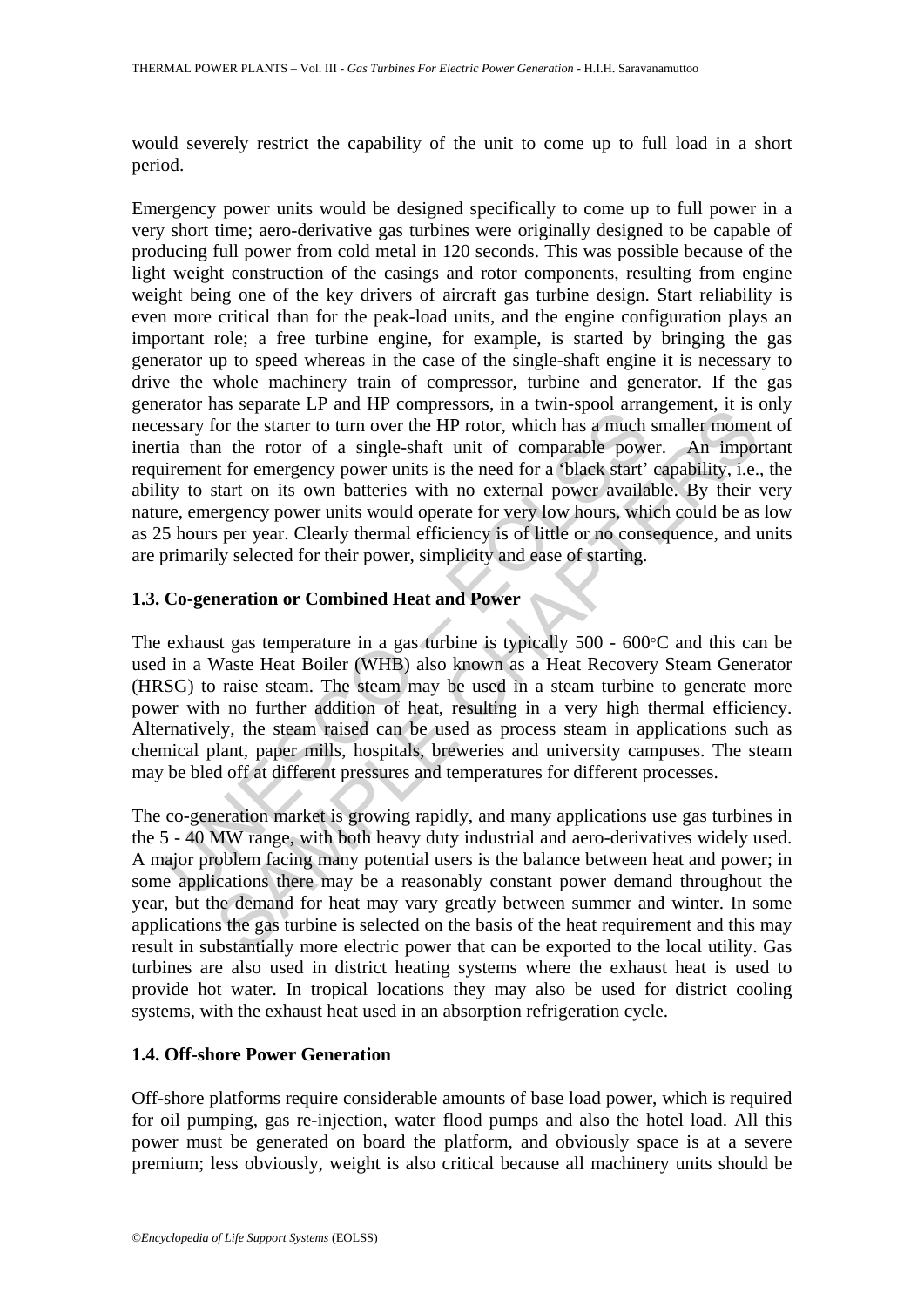would severely restrict the capability of the unit to come up to full load in a short period.

Emergency power units would be designed specifically to come up to full power in a very short time; aero-derivative gas turbines were originally designed to be capable of producing full power from cold metal in 120 seconds. This was possible because of the light weight construction of the casings and rotor components, resulting from engine weight being one of the key drivers of aircraft gas turbine design. Start reliability is even more critical than for the peak-load units, and the engine configuration plays an important role; a free turbine engine, for example, is started by bringing the gas generator up to speed whereas in the case of the single-shaft engine it is necessary to drive the whole machinery train of compressor, turbine and generator. If the gas generator has separate LP and HP compressors, in a twin-spool arrangement, it is only necessary for the starter to turn over the HP rotor, which has a much smaller moment of inertia than the rotor of a single-shaft unit of comparable power. An important requirement for emergency power units is the need for a 'black start' capability, i.e., the ability to start on its own batteries with no external power available. By their very nature, emergency power units would operate for very low hours, which could be as low as 25 hours per year. Clearly thermal efficiency is of little or no consequence, and units are primarily selected for their power, simplicity and ease of starting.

### 1.3. Co-generation or Combined Heat and Power

The exhaust gas temperature in a gas turbine is typically 500 - 600°C and this can be used in a Waste Heat Boiler (WHB) also known as a Heat Recovery Steam Generator (HRSG) to raise steam. The steam may be used in a steam turbine to generate more power with no further addition of heat, resulting in a very high thermal efficiency. Alternatively, the steam raised can be used as process steam in applications such as chemical plant, paper mills, hospitals, breweries and university campuses. The steam may be bled off at different pressures and temperatures for different processes.

The co-generation market is growing rapidly, and many applications use gas turbines in the 5 - 40 MW range, with both heavy duty industrial and aero-derivatives widely used. A major problem facing many potential users is the balance between heat and power; in some applications there may be a reasonably constant power demand throughout the year, but the demand for heat may vary greatly between summer and winter. In some applications the gas turbine is selected on the basis of the heat requirement and this may result in substantially more electric power that can be exported to the local utility. Gas turbines are also used in district heating systems where the exhaust heat is used to provide hot water. In tropical locations they may also be used for district cooling systems, with the exhaust heat used in an absorption refrigeration cycle.

### 1.4. Off-shore Power Generation

Off-shore platforms require considerable amounts of base load power, which is required for oil pumping, gas re-injection, water flood pumps and also the hotel load. All this power must be generated on board the platform, and obviously space is at a severe premium; less obviously, weight is also critical because all machinery units should be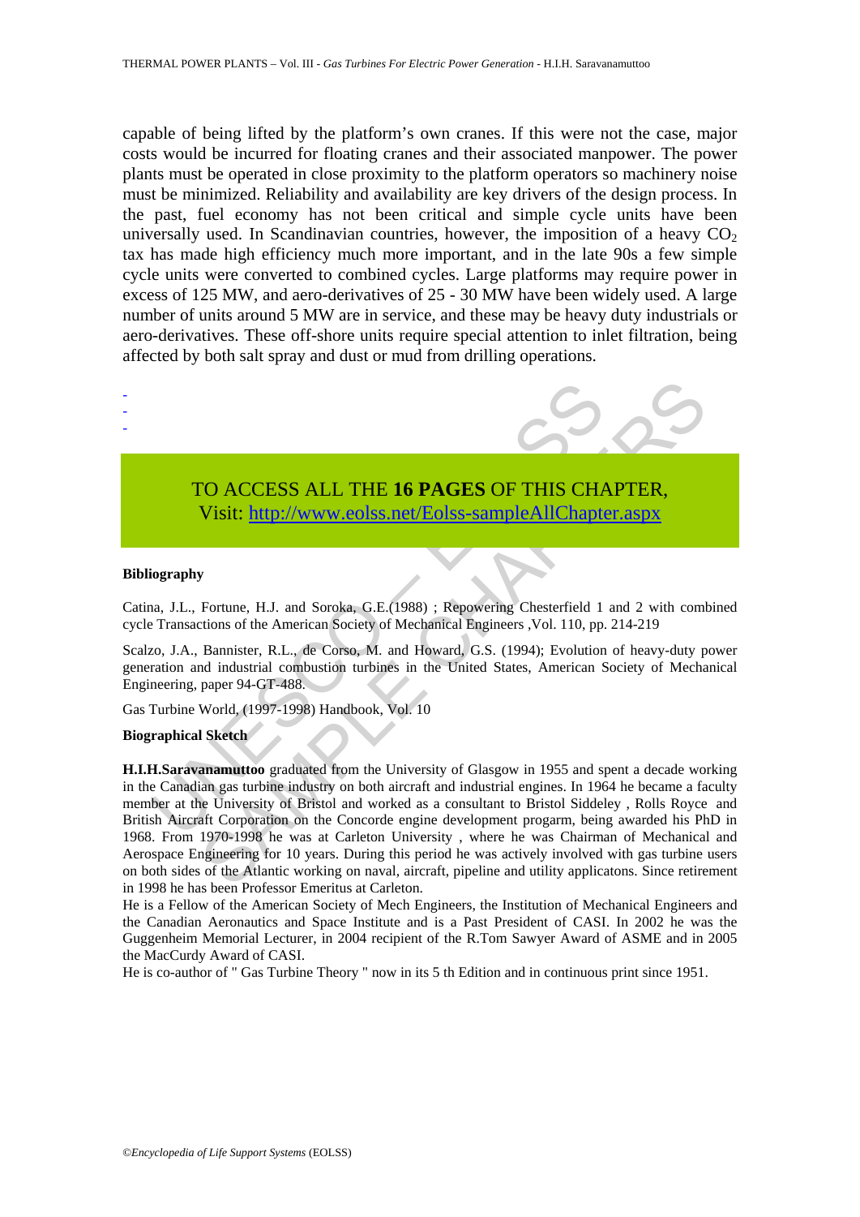capable of being lifted by the platform's own cranes. If this were not the case, major costs would be incurred for floating cranes and their associated manpower. The power plants must be operated in close proximity to the platform operators so machinery noise must be minimized. Reliability and availability are key drivers of the design process. In the past, fuel economy has not been critical and simple cycle units have been universally used. In Scandinavian countries, however, the imposition of a heavy $CO_2$ tax has made high efficiency much more important, and in the late 90s a few simple cycle units were converted to combined cycles. Large platforms may require power in excess of 125 MW, and aero-derivatives of 25 - 30 MW have been widely used. A large number of units around 5 MW are in service, and these may be heavy duty industrials or aero-derivatives. These off-shore units require special attention to inlet filtration, being affected by both salt spray and dust or mud from drilling operations.

-
-
-

TO ACCESS ALL THE **16 PAGES** OF THIS CHAPTER,
Visit: http://www.eolss.net/Eolss-sampleAllChapter.aspx

**Bibliography**

Catina, J.L., Fortune, H.J. and Soroka, G.E.(1988) ; Repowering Chesterfield 1 and 2 with combined cycle Transactions of the American Society of Mechanical Engineers ,Vol. 110, pp. 214-219

Scalzo, J.A., Bannister, R.L., de Corso, M. and Howard, G.S. (1994); Evolution of heavy-duty power generation and industrial combustion turbines in the United States, American Society of Mechanical Engineering, paper 94-GT-488.

Gas Turbine World, (1997-1998) Handbook, Vol. 10

**Biographical Sketch**

**H.I.H.Saravanamuttoo** graduated from the University of Glasgow in 1955 and spent a decade working in the Canadian gas turbine industry on both aircraft and industrial engines. In 1964 he became a faculty member at the University of Bristol and worked as a consultant to Bristol Siddeley , Rolls Royce and British Aircraft Corporation on the Concorde engine development progarm, being awarded his PhD in 1968. From 1970-1998 he was at Carleton University , where he was Chairman of Mechanical and Aerospace Engineering for 10 years. During this period he was actively involved with gas turbine users on both sides of the Atlantic working on naval, aircraft, pipeline and utility applicatons. Since retirement in 1998 he has been Professor Emeritus at Carleton.

He is a Fellow of the American Society of Mech Engineers, the Institution of Mechanical Engineers and the Canadian Aeronautics and Space Institute and is a Past President of CASI. In 2002 he was the Guggenheim Memorial Lecturer, in 2004 recipient of the R.Tom Sawyer Award of ASME and in 2005 the MacCurdy Award of CASI.

He is co-author of " Gas Turbine Theory " now in its 5 th Edition and in continuous print since 1951.